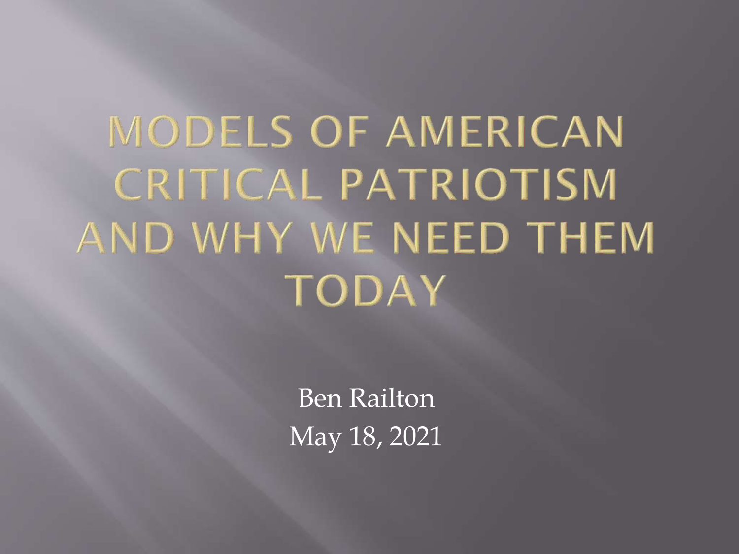# MODELS OF AMERICAN CRITICAL PATRIOTISM AND WHY WE NEED THEM TODAY

Ben Railton

May 18, 2021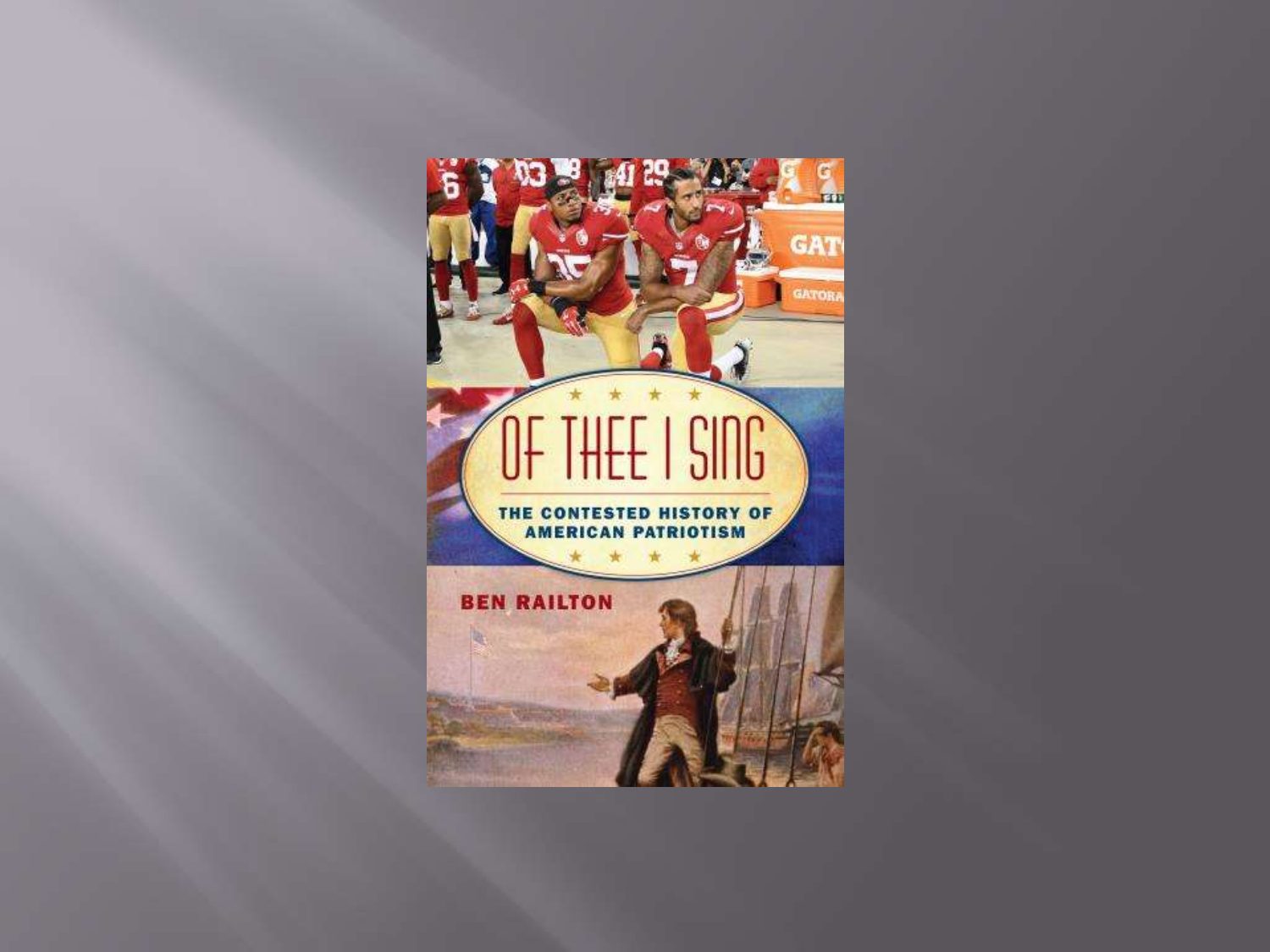# OF THEE I SING

**THE CONTESTED HISTORY OF AMERICAN PATRIOTISM**

**BEN RAILTON**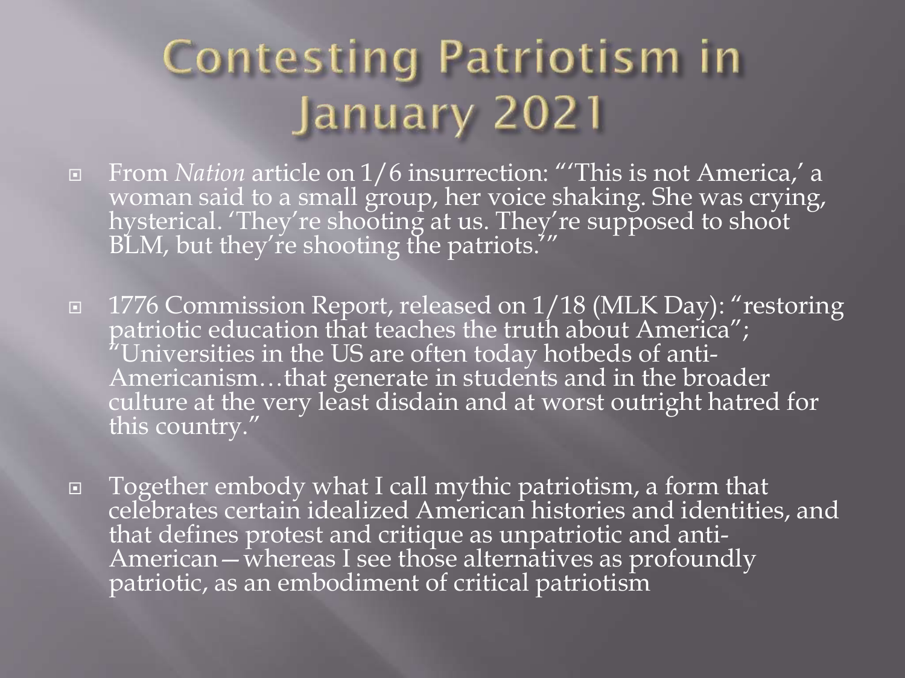# Contesting Patriotism in January 2021

- From *Nation* article on 1/6 insurrection: "'This is not America,' a woman said to a small group, her voice shaking. She was crying, hysterical. 'They're shooting at us. They're supposed to shoot BLM, but they're shooting the patriots.'"

- 1776 Commission Report, released on 1/18 (MLK Day): "restoring patriotic education that teaches the truth about America"; "Universities in the US are often today hotbeds of anti-Americanism…that generate in students and in the broader culture at the very least disdain and at worst outright hatred for this country."

- Together embody what I call mythic patriotism, a form that celebrates certain idealized American histories and identities, and that defines protest and critique as unpatriotic and anti-American—whereas I see those alternatives as profoundly patriotic, as an embodiment of critical patriotism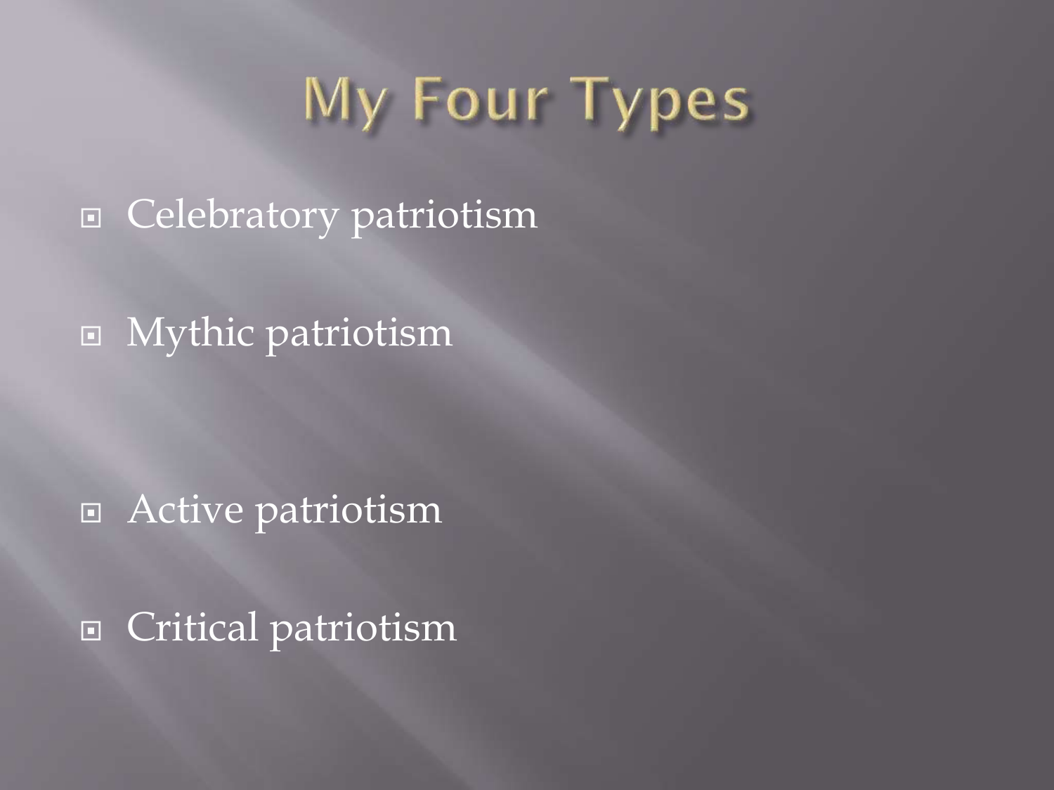# My Four Types

- Celebratory patriotism
- Mythic patriotism
- Active patriotism
- Critical patriotism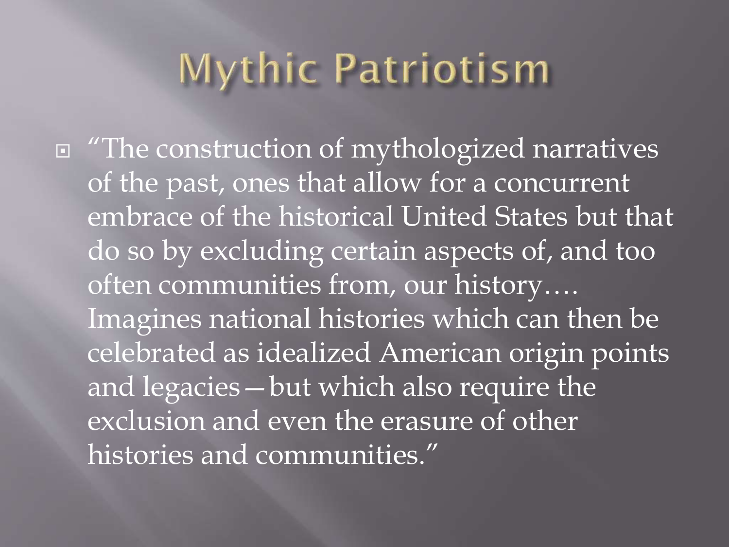# Mythic Patriotism

- "The construction of mythologized narratives of the past, ones that allow for a concurrent embrace of the historical United States but that do so by excluding certain aspects of, and too often communities from, our history…. Imagines national histories which can then be celebrated as idealized American origin points and legacies—but which also require the exclusion and even the erasure of other histories and communities."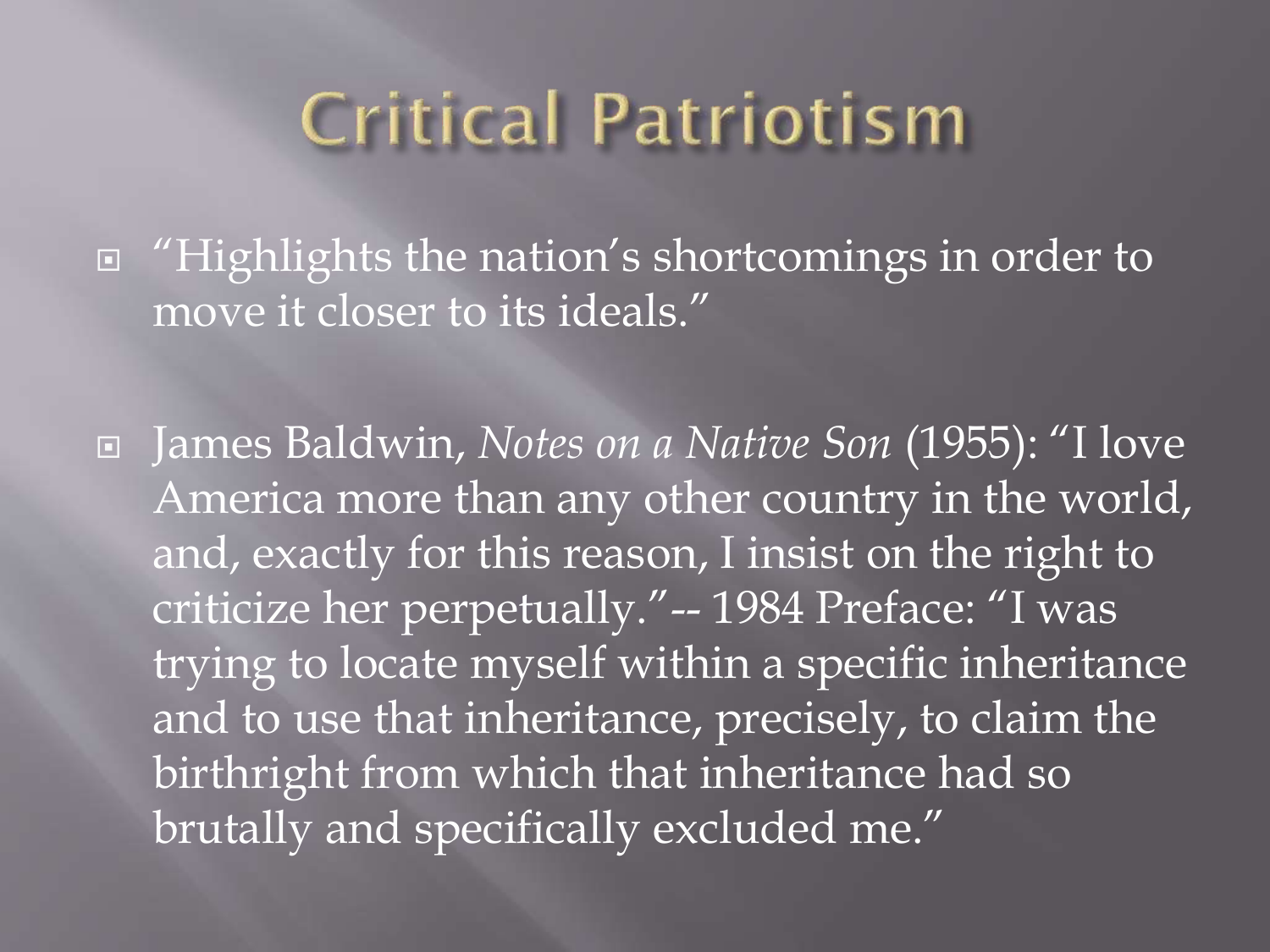# Critical Patriotism

- "Highlights the nation's shortcomings in order to move it closer to its ideals."
- James Baldwin, *Notes on a Native Son* (1955): "I love America more than any other country in the world, and, exactly for this reason, I insist on the right to criticize her perpetually."-- 1984 Preface: "I was trying to locate myself within a specific inheritance and to use that inheritance, precisely, to claim the birthright from which that inheritance had so brutally and specifically excluded me."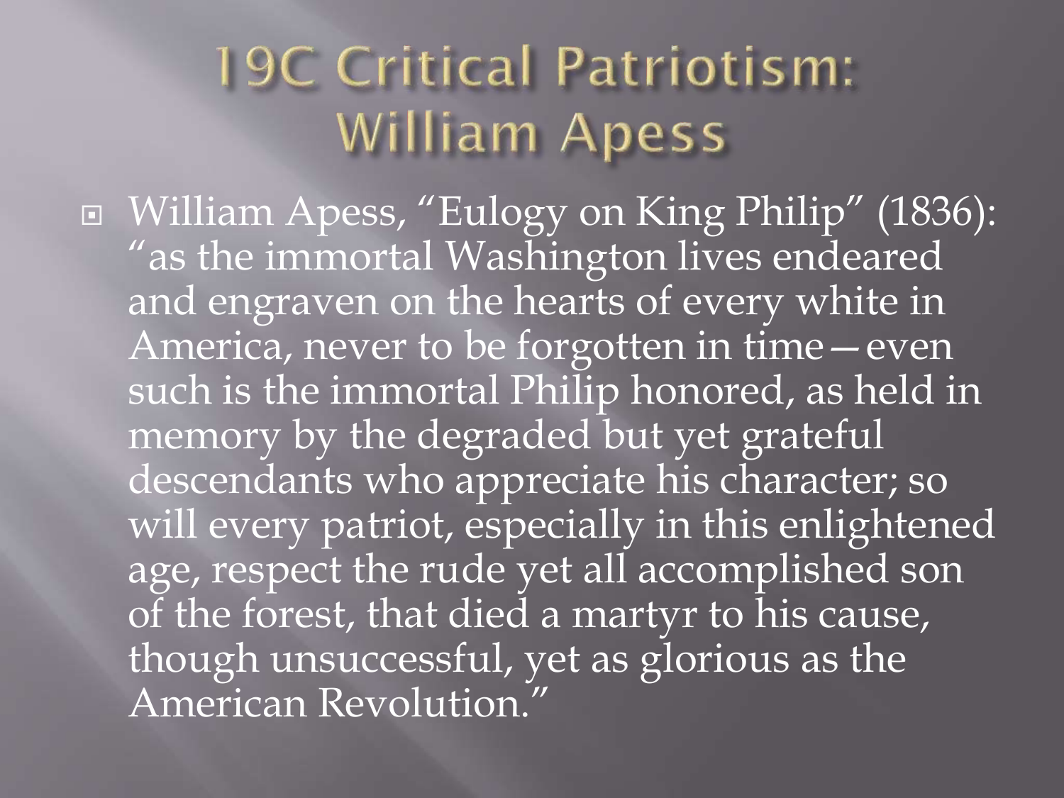# 19C Critical Patriotism: William Apess

- William Apess, "Eulogy on King Philip" (1836): "as the immortal Washington lives endeared and engraven on the hearts of every white in America, never to be forgotten in time—even such is the immortal Philip honored, as held in memory by the degraded but yet grateful descendants who appreciate his character; so will every patriot, especially in this enlightened age, respect the rude yet all accomplished son of the forest, that died a martyr to his cause, though unsuccessful, yet as glorious as the American Revolution."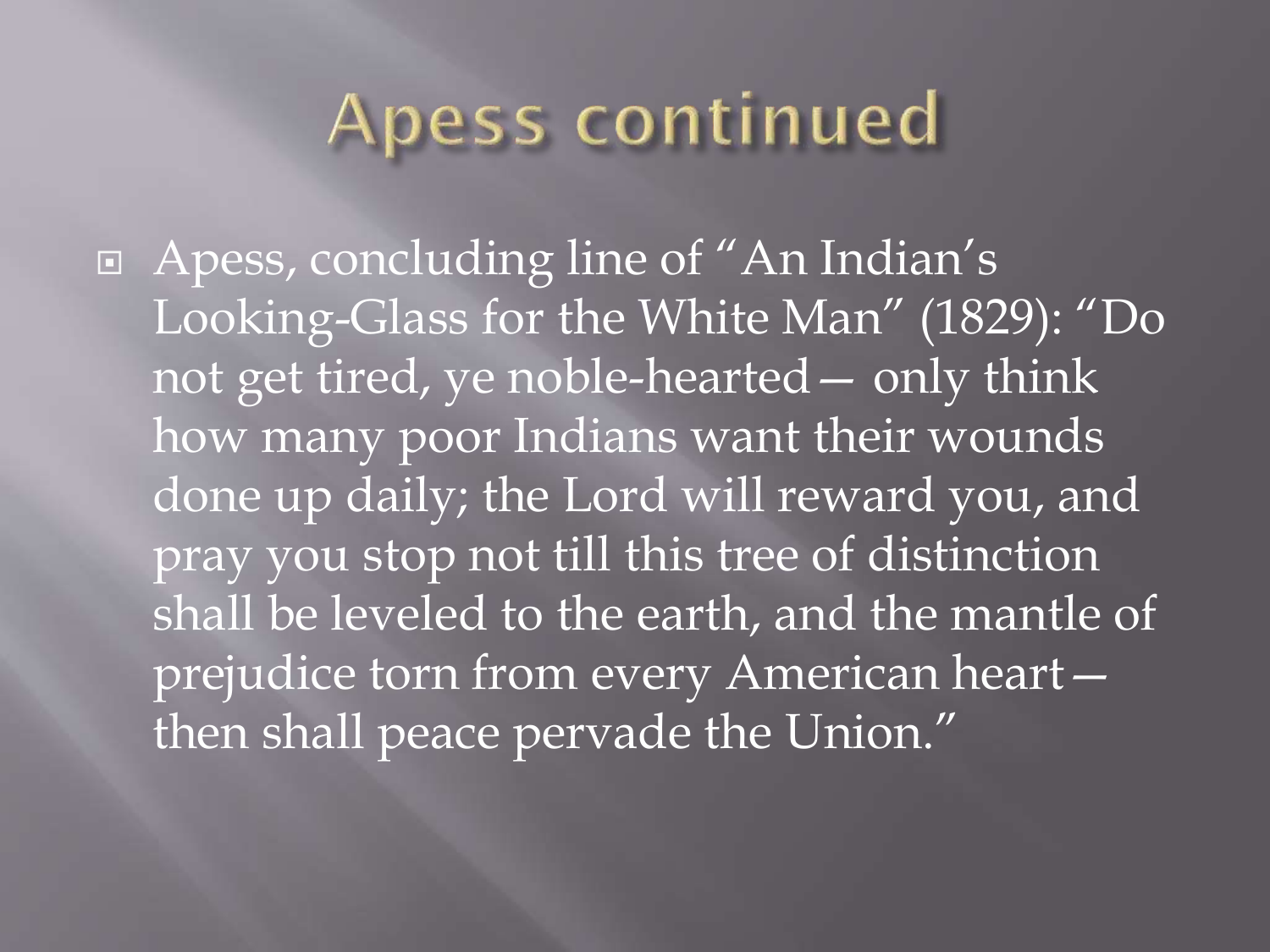# Apess continued

- Apess, concluding line of "An Indian's Looking-Glass for the White Man" (1829): "Do not get tired, ye noble-hearted— only think how many poor Indians want their wounds done up daily; the Lord will reward you, and pray you stop not till this tree of distinction shall be leveled to the earth, and the mantle of prejudice torn from every American heart—then shall peace pervade the Union."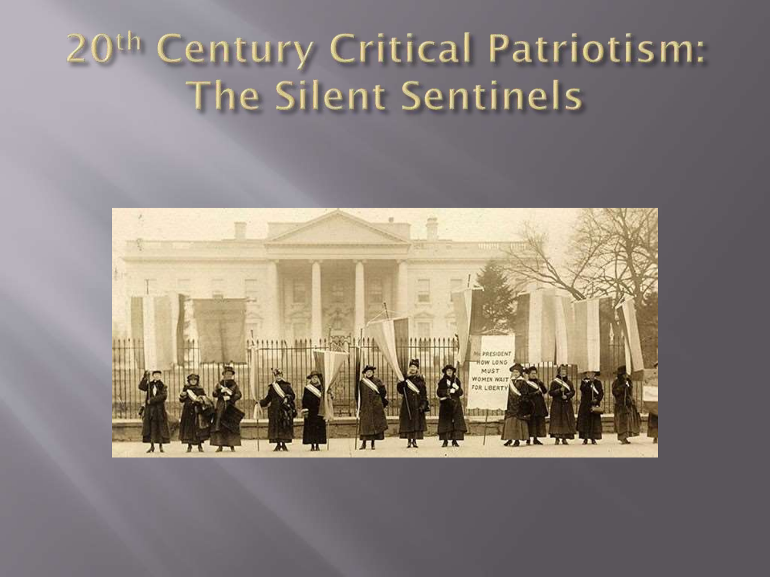# 20th Century Critical Patriotism: The Silent Sentinels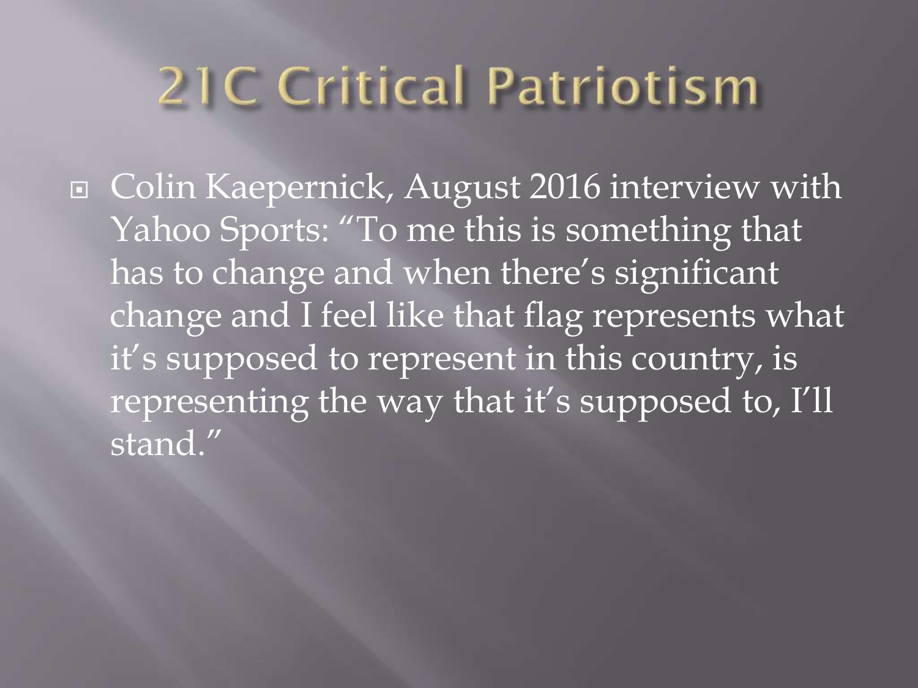# 21C Critical Patriotism

- Colin Kaepernick, August 2016 interview with Yahoo Sports: "To me this is something that has to change and when there's significant change and I feel like that flag represents what it's supposed to represent in this country, is representing the way that it's supposed to, I'll stand."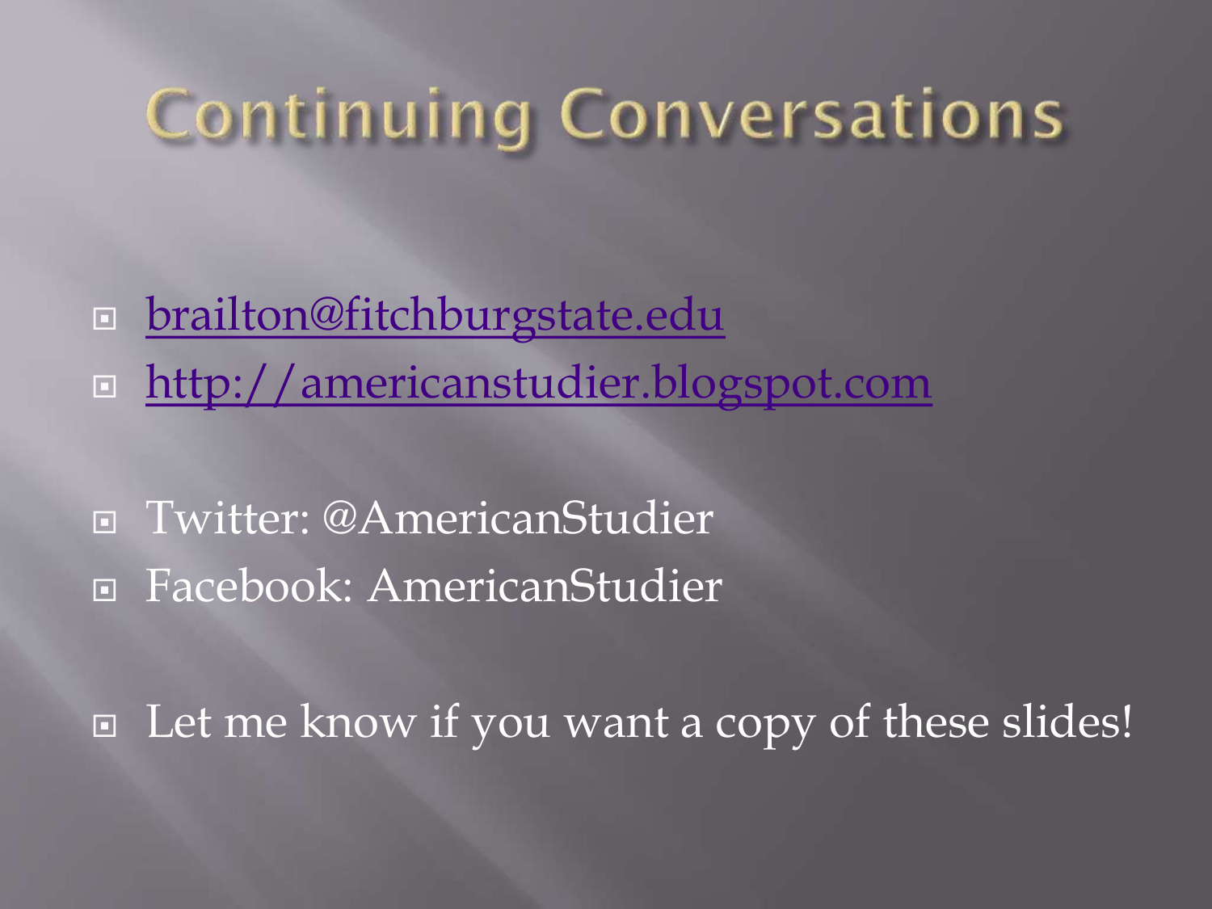# Continuing Conversations

- [brailton@fitchburgstate.edu](mailto:brailton@fitchburgstate.edu)
- [http://americanstudier.blogspot.com](http://americanstudier.blogspot.com)

- Twitter: @AmericanStudier
- Facebook: AmericanStudier

- Let me know if you want a copy of these slides!